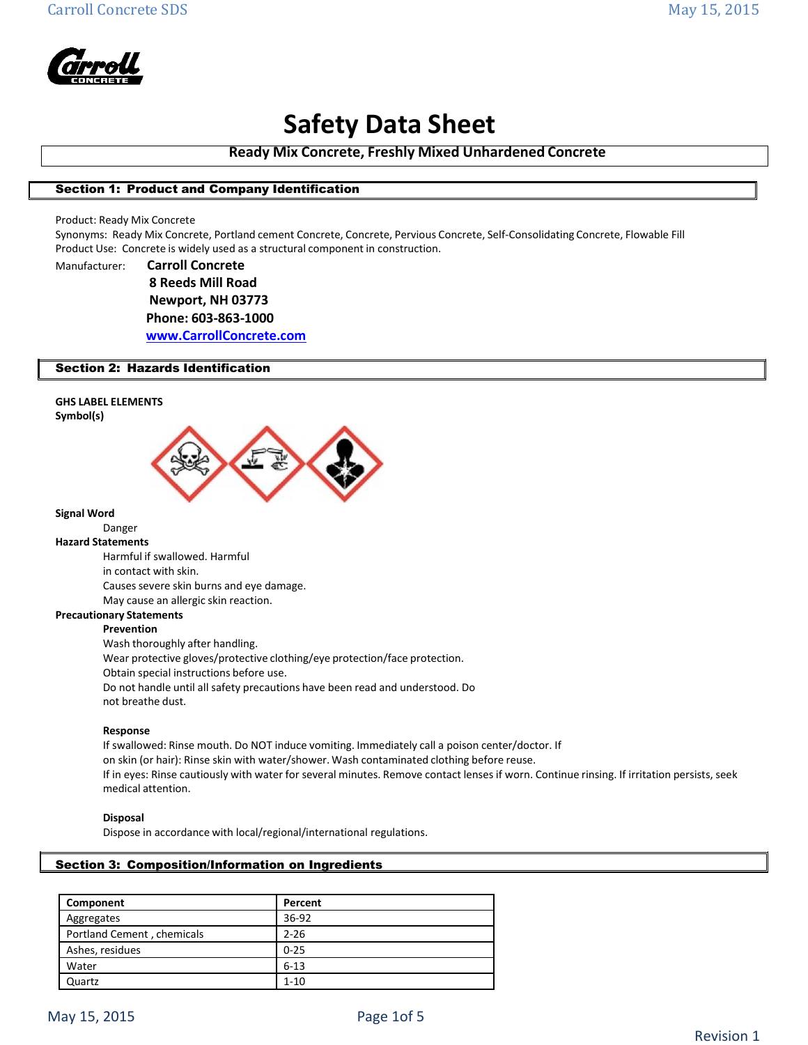# Safety Data Sheet

**Ready Mix Concrete, Freshly Mixed Unhardened Concrete**

## Section 1: Product and Company Identification

Product: Ready Mix Concrete
Synonyms: Ready Mix Concrete, Portland cement Concrete, Concrete, Pervious Concrete, Self-Consolidating Concrete, Flowable Fill
Product Use: Concrete is widely used as a structural component in construction.

Manufacturer: **Carroll Concrete**
**8 Reeds Mill Road**
**Newport, NH 03773**
**Phone: 603-863-1000**
**www.CarrollConcrete.com**

## Section 2: Hazards Identification

**GHS LABEL ELEMENTS**
**Symbol(s)**

**Signal Word**

Danger

**Hazard Statements**

Harmful if swallowed. Harmful in contact with skin.
Causes severe skin burns and eye damage.
May cause an allergic skin reaction.

**Precautionary Statements**

**Prevention**

Wash thoroughly after handling.
Wear protective gloves/protective clothing/eye protection/face protection.
Obtain special instructions before use.
Do not handle until all safety precautions have been read and understood. Do not breathe dust.

**Response**

If swallowed: Rinse mouth. Do NOT induce vomiting. Immediately call a poison center/doctor. If on skin (or hair): Rinse skin with water/shower. Wash contaminated clothing before reuse.
If in eyes: Rinse cautiously with water for several minutes. Remove contact lenses if worn. Continue rinsing. If irritation persists, seek medical attention.

**Disposal**

Dispose in accordance with local/regional/international regulations.

## Section 3: Composition/Information on Ingredients

| Component | Percent |
|---|---|
| Aggregates | 36-92 |
| Portland Cement , chemicals | 2-26 |
| Ashes, residues | 0-25 |
| Water | 6-13 |
| Quartz | 1-10 |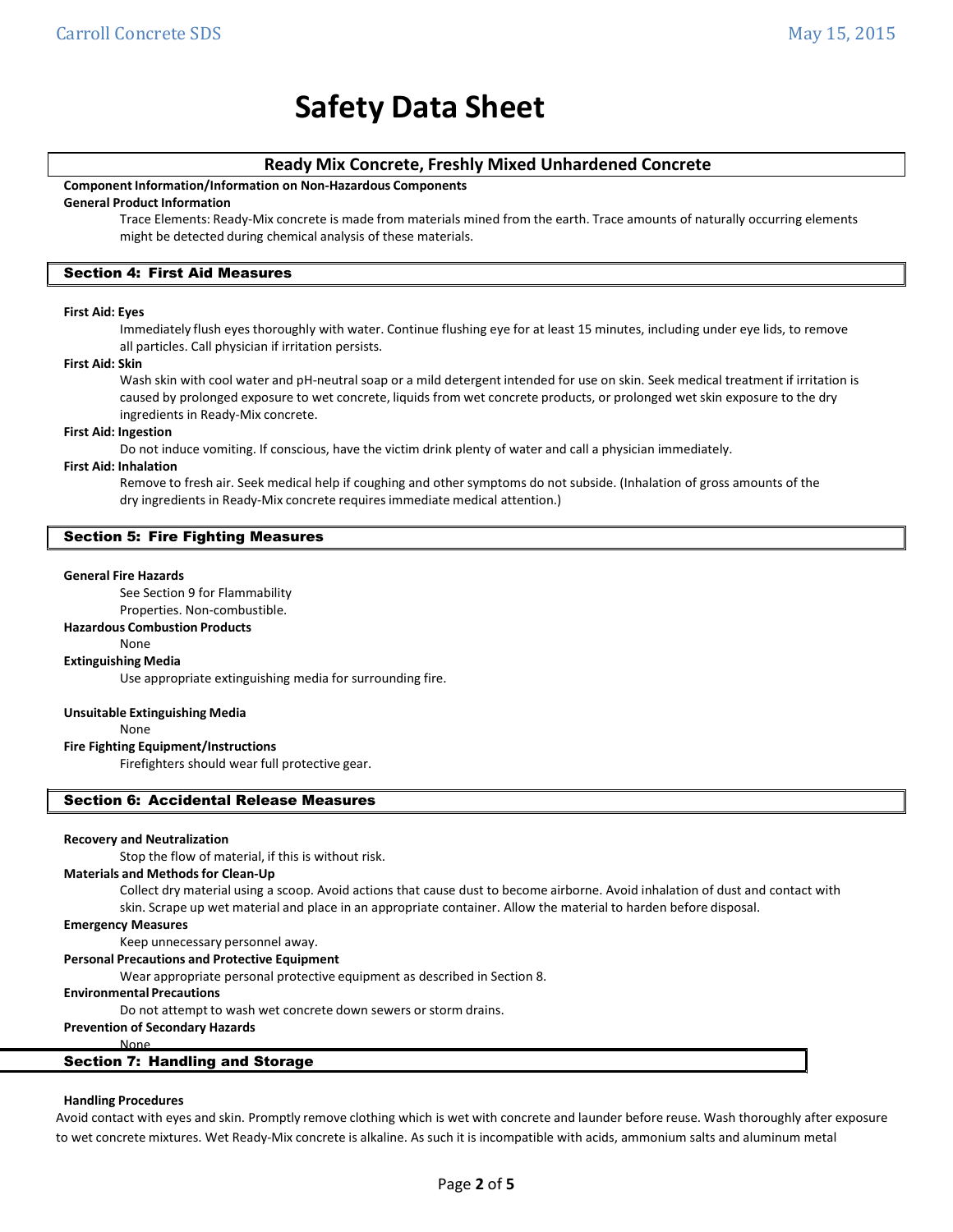# Safety Data Sheet

## Ready Mix Concrete, Freshly Mixed Unhardened Concrete

**Component Information/Information on Non-Hazardous Components**

**General Product Information**

Trace Elements: Ready-Mix concrete is made from materials mined from the earth. Trace amounts of naturally occurring elements might be detected during chemical analysis of these materials.

## Section 4: First Aid Measures

**First Aid: Eyes**

Immediately flush eyes thoroughly with water. Continue flushing eye for at least 15 minutes, including under eye lids, to remove all particles. Call physician if irritation persists.

**First Aid: Skin**

Wash skin with cool water and pH-neutral soap or a mild detergent intended for use on skin. Seek medical treatment if irritation is caused by prolonged exposure to wet concrete, liquids from wet concrete products, or prolonged wet skin exposure to the dry ingredients in Ready-Mix concrete.

**First Aid: Ingestion**

Do not induce vomiting. If conscious, have the victim drink plenty of water and call a physician immediately.

**First Aid: Inhalation**

Remove to fresh air. Seek medical help if coughing and other symptoms do not subside. (Inhalation of gross amounts of the dry ingredients in Ready-Mix concrete requires immediate medical attention.)

## Section 5: Fire Fighting Measures

**General Fire Hazards**

See Section 9 for Flammability Properties. Non-combustible.

**Hazardous Combustion Products**

None

**Extinguishing Media**

Use appropriate extinguishing media for surrounding fire.

**Unsuitable Extinguishing Media**

None

**Fire Fighting Equipment/Instructions**

Firefighters should wear full protective gear.

## Section 6: Accidental Release Measures

**Recovery and Neutralization**

Stop the flow of material, if this is without risk.

**Materials and Methods for Clean-Up**

Collect dry material using a scoop. Avoid actions that cause dust to become airborne. Avoid inhalation of dust and contact with skin. Scrape up wet material and place in an appropriate container. Allow the material to harden before disposal.

**Emergency Measures**

Keep unnecessary personnel away.

**Personal Precautions and Protective Equipment**

Wear appropriate personal protective equipment as described in Section 8.

**Environmental Precautions**

Do not attempt to wash wet concrete down sewers or storm drains.

**Prevention of Secondary Hazards**

None

## Section 7: Handling and Storage

**Handling Procedures**

Avoid contact with eyes and skin. Promptly remove clothing which is wet with concrete and launder before reuse. Wash thoroughly after exposure to wet concrete mixtures. Wet Ready-Mix concrete is alkaline. As such it is incompatible with acids, ammonium salts and aluminum metal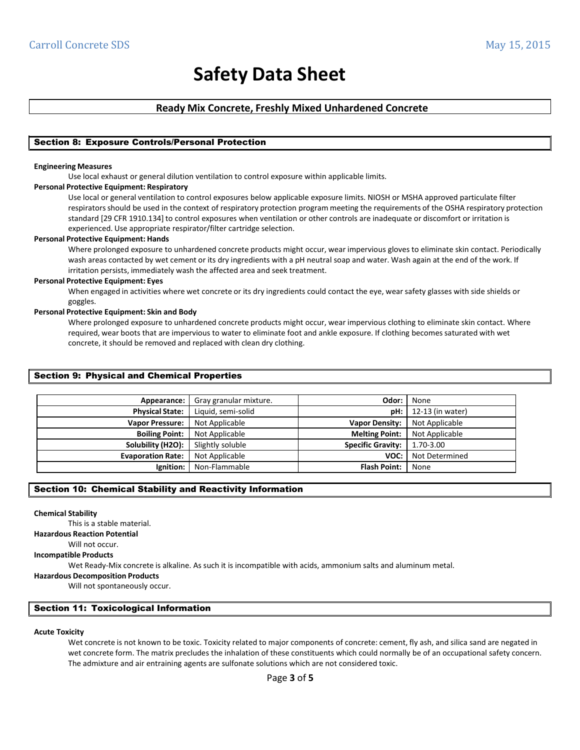# Safety Data Sheet

## Ready Mix Concrete, Freshly Mixed Unhardened Concrete

## Section 8: Exposure Controls/Personal Protection

**Engineering Measures**

Use local exhaust or general dilution ventilation to control exposure within applicable limits.

**Personal Protective Equipment: Respiratory**

Use local or general ventilation to control exposures below applicable exposure limits. NIOSH or MSHA approved particulate filter respirators should be used in the context of respiratory protection program meeting the requirements of the OSHA respiratory protection standard [29 CFR 1910.134] to control exposures when ventilation or other controls are inadequate or discomfort or irritation is experienced. Use appropriate respirator/filter cartridge selection.

**Personal Protective Equipment: Hands**

Where prolonged exposure to unhardened concrete products might occur, wear impervious gloves to eliminate skin contact. Periodically wash areas contacted by wet cement or its dry ingredients with a pH neutral soap and water. Wash again at the end of the work. If irritation persists, immediately wash the affected area and seek treatment.

**Personal Protective Equipment: Eyes**

When engaged in activities where wet concrete or its dry ingredients could contact the eye, wear safety glasses with side shields or goggles.

**Personal Protective Equipment: Skin and Body**

Where prolonged exposure to unhardened concrete products might occur, wear impervious clothing to eliminate skin contact. Where required, wear boots that are impervious to water to eliminate foot and ankle exposure. If clothing becomes saturated with wet concrete, it should be removed and replaced with clean dry clothing.

## Section 9: Physical and Chemical Properties

| | | | |
|---|---|---|---|
| **Appearance:** | Gray granular mixture. | **Odor:** | None |
| **Physical State:** | Liquid, semi-solid | **pH:** | 12-13 (in water) |
| **Vapor Pressure:** | Not Applicable | **Vapor Density:** | Not Applicable |
| **Boiling Point:** | Not Applicable | **Melting Point:** | Not Applicable |
| **Solubility (H2O):** | Slightly soluble | **Specific Gravity:** | 1.70-3.00 |
| **Evaporation Rate:** | Not Applicable | **VOC:** | Not Determined |
| **Ignition:** | Non-Flammable | **Flash Point:** | None |

## Section 10: Chemical Stability and Reactivity Information

**Chemical Stability**

This is a stable material.

**Hazardous Reaction Potential**

Will not occur.

**Incompatible Products**

Wet Ready-Mix concrete is alkaline. As such it is incompatible with acids, ammonium salts and aluminum metal.

**Hazardous Decomposition Products**

Will not spontaneously occur.

## Section 11: Toxicological Information

**Acute Toxicity**

Wet concrete is not known to be toxic. Toxicity related to major components of concrete: cement, fly ash, and silica sand are negated in wet concrete form. The matrix precludes the inhalation of these constituents which could normally be of an occupational safety concern. The admixture and air entraining agents are sulfonate solutions which are not considered toxic.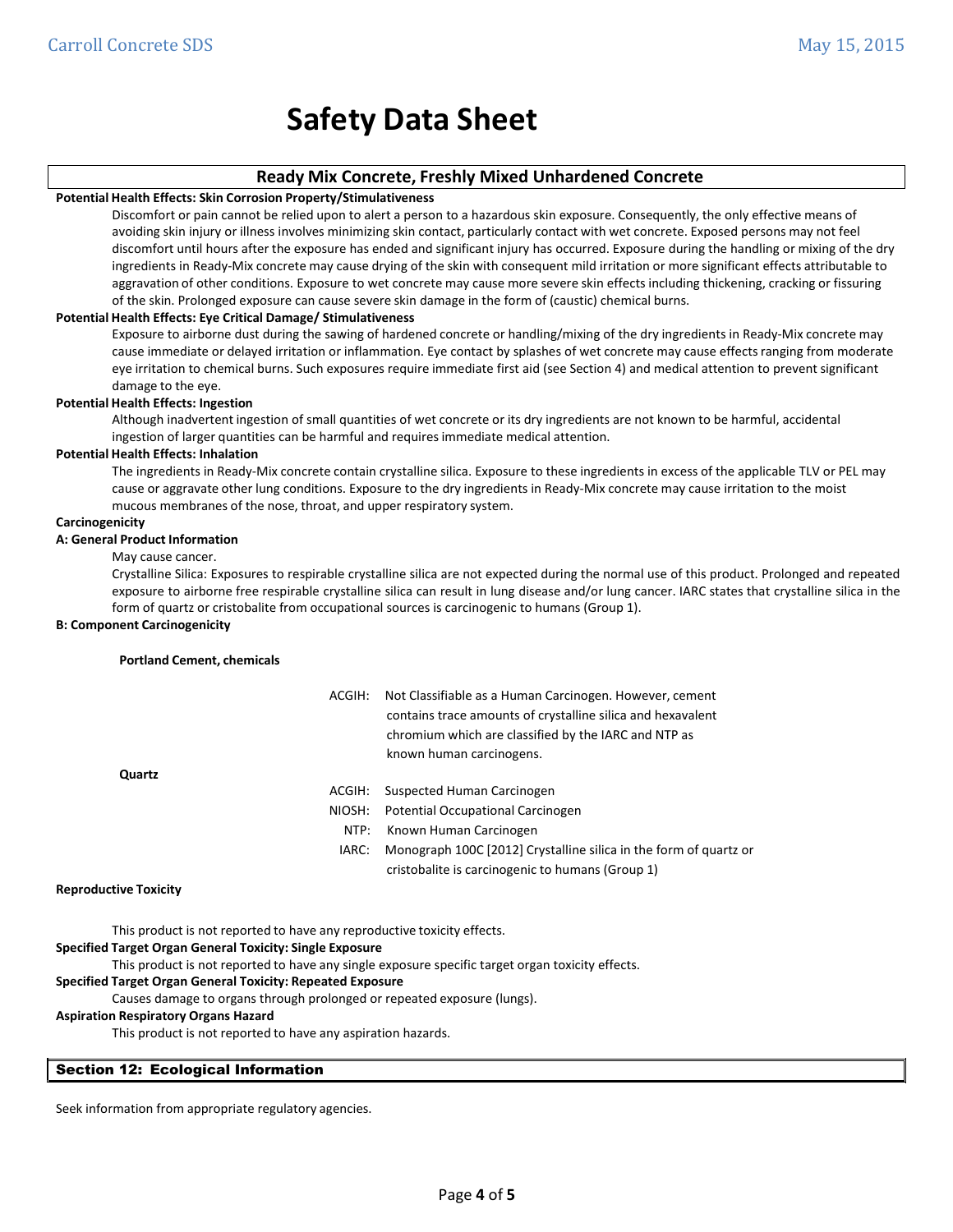# Safety Data Sheet

## Ready Mix Concrete, Freshly Mixed Unhardened Concrete

**Potential Health Effects: Skin Corrosion Property/Stimulativeness**

Discomfort or pain cannot be relied upon to alert a person to a hazardous skin exposure. Consequently, the only effective means of avoiding skin injury or illness involves minimizing skin contact, particularly contact with wet concrete. Exposed persons may not feel discomfort until hours after the exposure has ended and significant injury has occurred. Exposure during the handling or mixing of the dry ingredients in Ready-Mix concrete may cause drying of the skin with consequent mild irritation or more significant effects attributable to aggravation of other conditions. Exposure to wet concrete may cause more severe skin effects including thickening, cracking or fissuring of the skin. Prolonged exposure can cause severe skin damage in the form of (caustic) chemical burns.

**Potential Health Effects: Eye Critical Damage/ Stimulativeness**

Exposure to airborne dust during the sawing of hardened concrete or handling/mixing of the dry ingredients in Ready-Mix concrete may cause immediate or delayed irritation or inflammation. Eye contact by splashes of wet concrete may cause effects ranging from moderate eye irritation to chemical burns. Such exposures require immediate first aid (see Section 4) and medical attention to prevent significant damage to the eye.

**Potential Health Effects: Ingestion**

Although inadvertent ingestion of small quantities of wet concrete or its dry ingredients are not known to be harmful, accidental ingestion of larger quantities can be harmful and requires immediate medical attention.

**Potential Health Effects: Inhalation**

The ingredients in Ready-Mix concrete contain crystalline silica. Exposure to these ingredients in excess of the applicable TLV or PEL may cause or aggravate other lung conditions. Exposure to the dry ingredients in Ready-Mix concrete may cause irritation to the moist mucous membranes of the nose, throat, and upper respiratory system.

**Carcinogenicity**

**A: General Product Information**

May cause cancer.

Crystalline Silica: Exposures to respirable crystalline silica are not expected during the normal use of this product. Prolonged and repeated exposure to airborne free respirable crystalline silica can result in lung disease and/or lung cancer. IARC states that crystalline silica in the form of quartz or cristobalite from occupational sources is carcinogenic to humans (Group 1).

**B: Component Carcinogenicity**

| Component | Agency | Classification |
|---|---|---|
| **Portland Cement, chemicals** | ACGIH: | Not Classifiable as a Human Carcinogen. However, cement contains trace amounts of crystalline silica and hexavalent chromium which are classified by the IARC and NTP as known human carcinogens. |
| **Quartz** | ACGIH: | Suspected Human Carcinogen |
| | NIOSH: | Potential Occupational Carcinogen |
| | NTP: | Known Human Carcinogen |
| | IARC: | Monograph 100C [2012] Crystalline silica in the form of quartz or cristobalite is carcinogenic to humans (Group 1) |

**Reproductive Toxicity**

This product is not reported to have any reproductive toxicity effects.

**Specified Target Organ General Toxicity: Single Exposure**

This product is not reported to have any single exposure specific target organ toxicity effects.

**Specified Target Organ General Toxicity: Repeated Exposure**

Causes damage to organs through prolonged or repeated exposure (lungs).

**Aspiration Respiratory Organs Hazard**

This product is not reported to have any aspiration hazards.

## Section 12: Ecological Information

Seek information from appropriate regulatory agencies.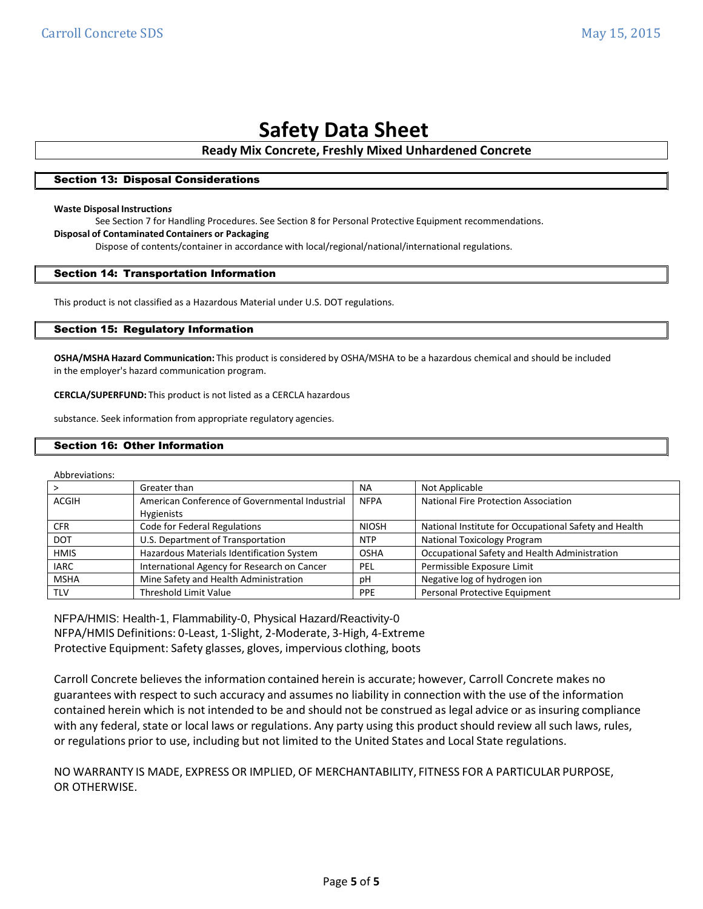# Safety Data Sheet

**Ready Mix Concrete, Freshly Mixed Unhardened Concrete**

## Section 13: Disposal Considerations

**Waste Disposal Instructions**

See Section 7 for Handling Procedures. See Section 8 for Personal Protective Equipment recommendations.

**Disposal of Contaminated Containers or Packaging**

Dispose of contents/container in accordance with local/regional/national/international regulations.

## Section 14: Transportation Information

This product is not classified as a Hazardous Material under U.S. DOT regulations.

## Section 15: Regulatory Information

**OSHA/MSHA Hazard Communication:** This product is considered by OSHA/MSHA to be a hazardous chemical and should be included in the employer's hazard communication program.

**CERCLA/SUPERFUND:** This product is not listed as a CERCLA hazardous

substance. Seek information from appropriate regulatory agencies.

## Section 16: Other Information

Abbreviations:

| | | | |
|---|---|---|---|
| > | Greater than | NA | Not Applicable |
| ACGIH | American Conference of Governmental Industrial Hygienists | NFPA | National Fire Protection Association |
| CFR | Code for Federal Regulations | NIOSH | National Institute for Occupational Safety and Health |
| DOT | U.S. Department of Transportation | NTP | National Toxicology Program |
| HMIS | Hazardous Materials Identification System | OSHA | Occupational Safety and Health Administration |
| IARC | International Agency for Research on Cancer | PEL | Permissible Exposure Limit |
| MSHA | Mine Safety and Health Administration | pH | Negative log of hydrogen ion |
| TLV | Threshold Limit Value | PPE | Personal Protective Equipment |

NFPA/HMIS: Health-1, Flammability-0, Physical Hazard/Reactivity-0
NFPA/HMIS Definitions: 0-Least, 1-Slight, 2-Moderate, 3-High, 4-Extreme
Protective Equipment: Safety glasses, gloves, impervious clothing, boots

Carroll Concrete believes the information contained herein is accurate; however, Carroll Concrete makes no guarantees with respect to such accuracy and assumes no liability in connection with the use of the information contained herein which is not intended to be and should not be construed as legal advice or as insuring compliance with any federal, state or local laws or regulations. Any party using this product should review all such laws, rules, or regulations prior to use, including but not limited to the United States and Local State regulations.

NO WARRANTY IS MADE, EXPRESS OR IMPLIED, OF MERCHANTABILITY, FITNESS FOR A PARTICULAR PURPOSE, OR OTHERWISE.